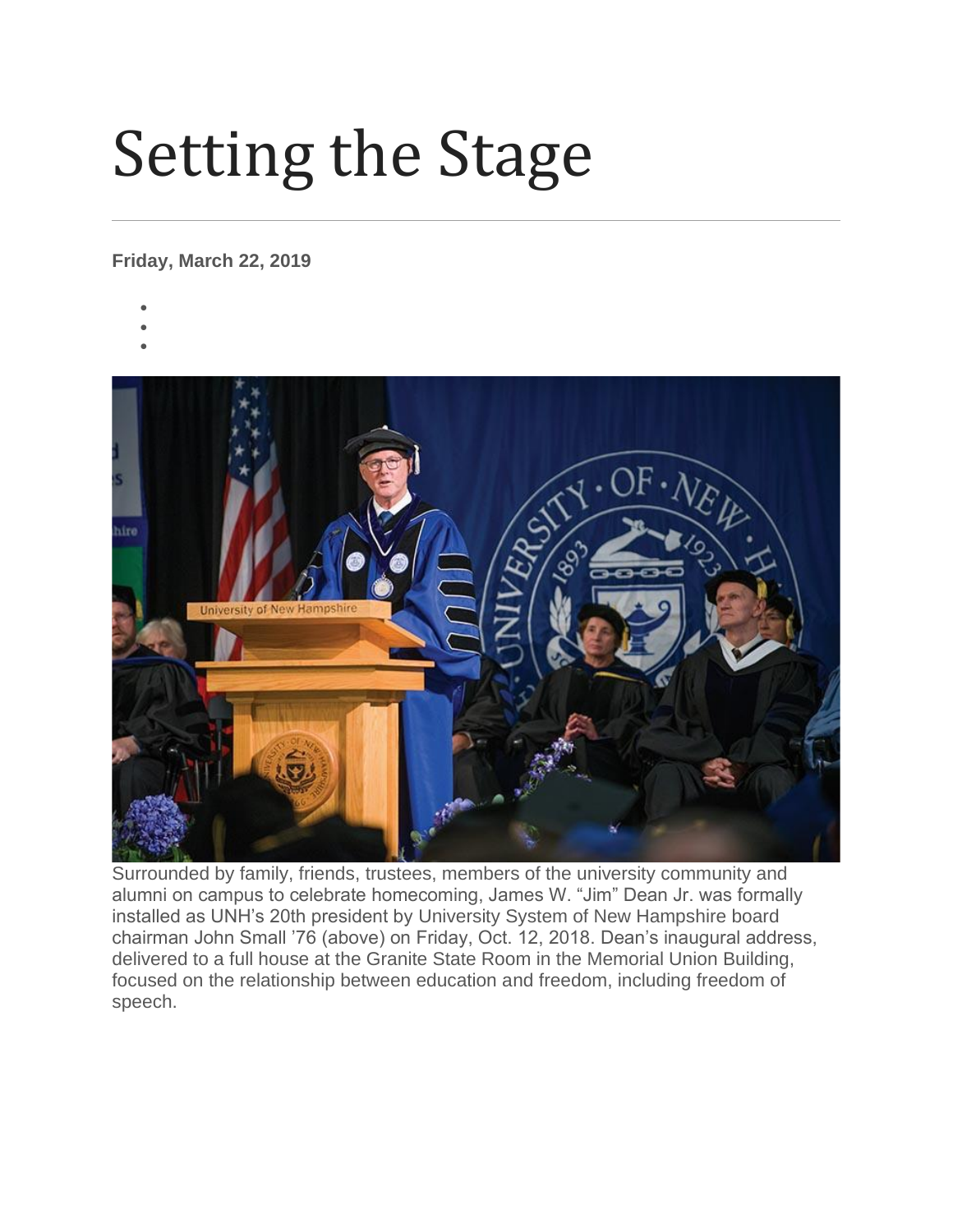# Setting the Stage

**Friday, March 22, 2019**

Surrounded by family, friends, trustees, members of the university community and alumni on campus to celebrate homecoming, James W. “Jim” Dean Jr. was formally installed as UNH’s 20th president by University System of New Hampshire board chairman John Small ’76 (above) on Friday, Oct. 12, 2018. Dean’s inaugural address, delivered to a full house at the Granite State Room in the Memorial Union Building, focused on the relationship between education and freedom, including freedom of speech.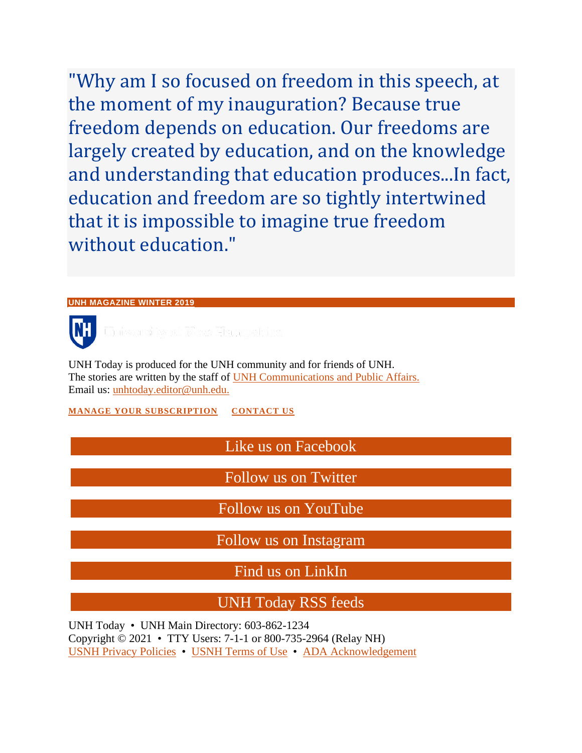> "Why am I so focused on freedom in this speech, at the moment of my inauguration? Because true freedom depends on education. Our freedoms are largely created by education, and on the knowledge and understanding that education produces...In fact, education and freedom are so tightly intertwined that it is impossible to imagine true freedom without education."

**UNH MAGAZINE WINTER 2019**

University of New Hampshire

UNH Today is produced for the UNH community and for friends of UNH.
The stories are written by the staff of UNH Communications and Public Affairs.
Email us: unhtoday.editor@unh.edu.

**MANAGE YOUR SUBSCRIPTION** **CONTACT US**

Like us on Facebook

Follow us on Twitter

Follow us on YouTube

Follow us on Instagram

Find us on LinkIn

UNH Today RSS feeds

UNH Today • UNH Main Directory: 603-862-1234
Copyright © 2021 • TTY Users: 7-1-1 or 800-735-2964 (Relay NH)
USNH Privacy Policies • USNH Terms of Use • ADA Acknowledgement